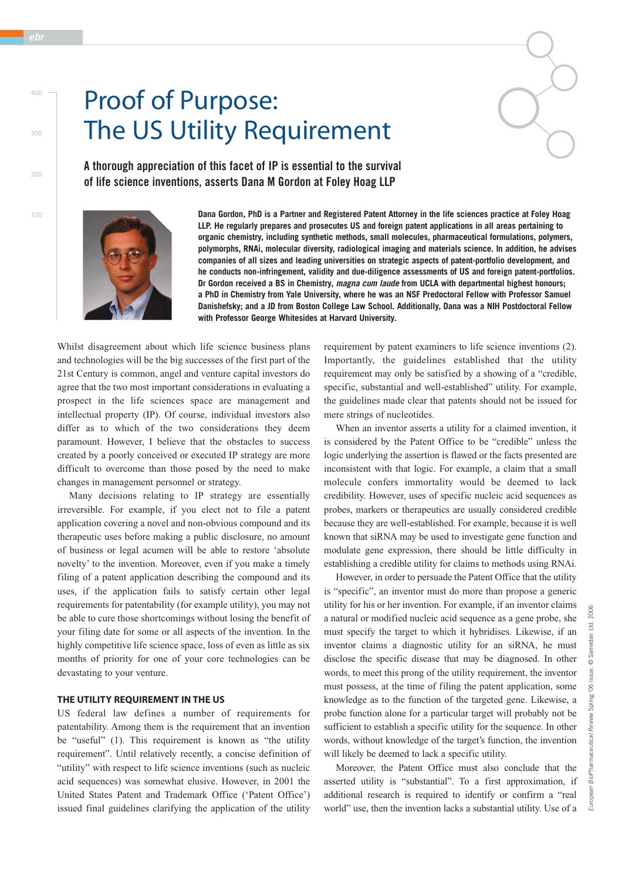# Proof of Purpose: The US Utility Requirement

**A thorough appreciation of this facet of IP is essential to the survival of life science inventions, asserts Dana M Gordon at Foley Hoag LLP**

**Dana Gordon, PhD is a Partner and Registered Patent Attorney in the life sciences practice at Foley Hoag LLP. He regularly prepares and prosecutes US and foreign patent applications in all areas pertaining to organic chemistry, including synthetic methods, small molecules, pharmaceutical formulations, polymers, polymorphs, RNAi, molecular diversity, radiological imaging and materials science. In addition, he advises companies of all sizes and leading universities on strategic aspects of patent-portfolio development, and he conducts non-infringement, validity and due-diligence assessments of US and foreign patent-portfolios. Dr Gordon received a BS in Chemistry, *magna cum laude* from UCLA with departmental highest honours; a PhD in Chemistry from Yale University, where he was an NSF Predoctoral Fellow with Professor Samuel Danishefsky; and a JD from Boston College Law School. Additionally, Dana was a NIH Postdoctoral Fellow with Professor George Whitesides at Harvard University.**

Whilst disagreement about which life science business plans and technologies will be the big successes of the first part of the 21st Century is common, angel and venture capital investors do agree that the two most important considerations in evaluating a prospect in the life sciences space are management and intellectual property (IP). Of course, individual investors also differ as to which of the two considerations they deem paramount. However, I believe that the obstacles to success created by a poorly conceived or executed IP strategy are more difficult to overcome than those posed by the need to make changes in management personnel or strategy.

Many decisions relating to IP strategy are essentially irreversible. For example, if you elect not to file a patent application covering a novel and non-obvious compound and its therapeutic uses before making a public disclosure, no amount of business or legal acumen will be able to restore 'absolute novelty' to the invention. Moreover, even if you make a timely filing of a patent application describing the compound and its uses, if the application fails to satisfy certain other legal requirements for patentability (for example utility), you may not be able to cure those shortcomings without losing the benefit of your filing date for some or all aspects of the invention. In the highly competitive life science space, loss of even as little as six months of priority for one of your core technologies can be devastating to your venture.

## THE UTILITY REQUIREMENT IN THE US

US federal law defines a number of requirements for patentability. Among them is the requirement that an invention be "useful" (1). This requirement is known as "the utility requirement". Until relatively recently, a concise definition of "utility" with respect to life science inventions (such as nucleic acid sequences) was somewhat elusive. However, in 2001 the United States Patent and Trademark Office ('Patent Office') issued final guidelines clarifying the application of the utility requirement by patent examiners to life science inventions (2). Importantly, the guidelines established that the utility requirement may only be satisfied by a showing of a "credible, specific, substantial and well-established" utility. For example, the guidelines made clear that patents should not be issued for mere strings of nucleotides.

When an inventor asserts a utility for a claimed invention, it is considered by the Patent Office to be "credible" unless the logic underlying the assertion is flawed or the facts presented are inconsistent with that logic. For example, a claim that a small molecule confers immortality would be deemed to lack credibility. However, uses of specific nucleic acid sequences as probes, markers or therapeutics are usually considered credible because they are well-established. For example, because it is well known that siRNA may be used to investigate gene function and modulate gene expression, there should be little difficulty in establishing a credible utility for claims to methods using RNAi.

However, in order to persuade the Patent Office that the utility is "specific", an inventor must do more than propose a generic utility for his or her invention. For example, if an inventor claims a natural or modified nucleic acid sequence as a gene probe, she must specify the target to which it hybridises. Likewise, if an inventor claims a diagnostic utility for an siRNA, he must disclose the specific disease that may be diagnosed. In other words, to meet this prong of the utility requirement, the inventor must possess, at the time of filing the patent application, some knowledge as to the function of the targeted gene. Likewise, a probe function alone for a particular target will probably not be sufficient to establish a specific utility for the sequence. In other words, without knowledge of the target's function, the invention will likely be deemed to lack a specific utility.

Moreover, the Patent Office must also conclude that the asserted utility is "substantial". To a first approximation, if additional research is required to identify or confirm a "real world" use, then the invention lacks a substantial utility. Use of a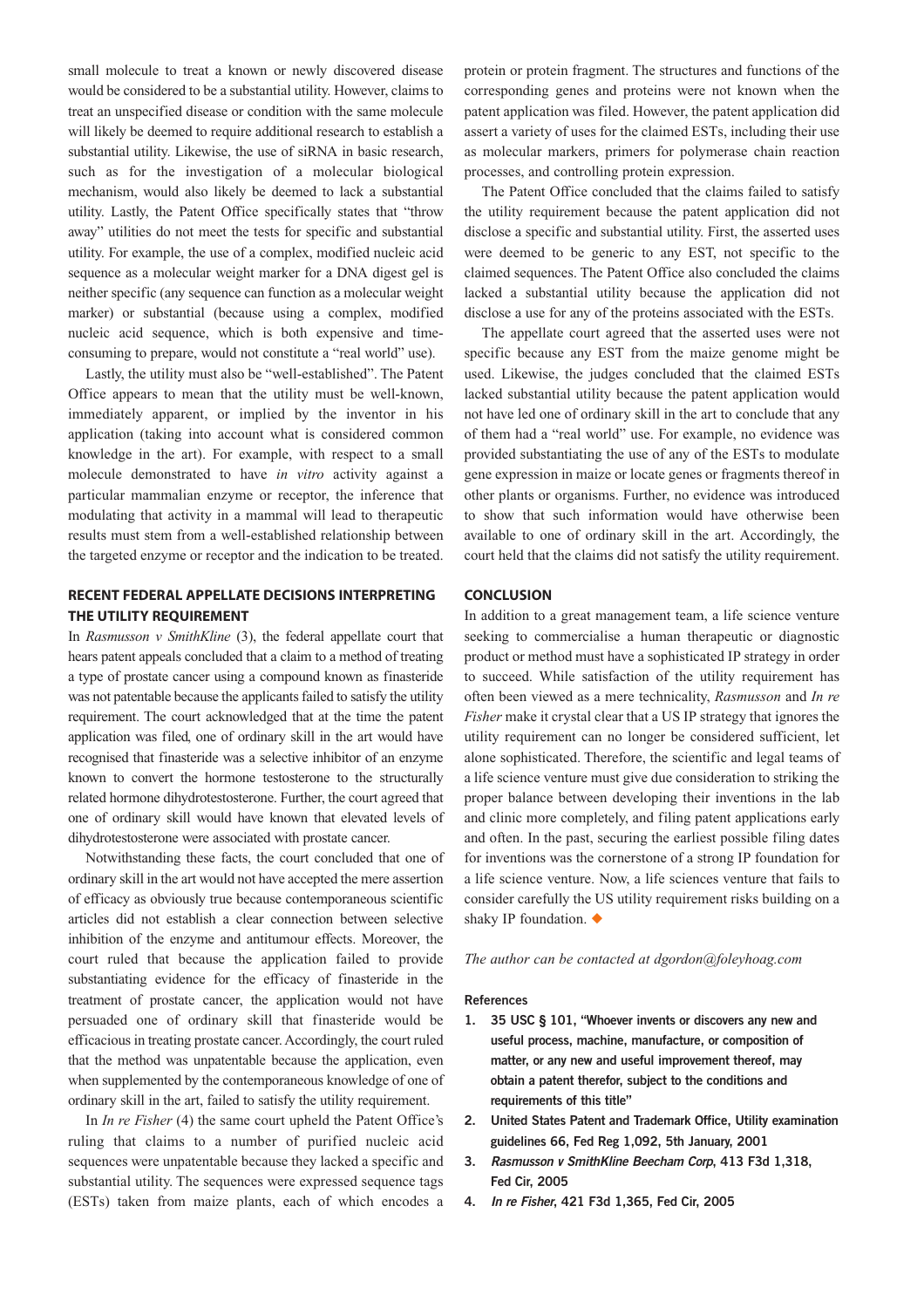small molecule to treat a known or newly discovered disease would be considered to be a substantial utility. However, claims to treat an unspecified disease or condition with the same molecule will likely be deemed to require additional research to establish a substantial utility. Likewise, the use of siRNA in basic research, such as for the investigation of a molecular biological mechanism, would also likely be deemed to lack a substantial utility. Lastly, the Patent Office specifically states that "throw away" utilities do not meet the tests for specific and substantial utility. For example, the use of a complex, modified nucleic acid sequence as a molecular weight marker for a DNA digest gel is neither specific (any sequence can function as a molecular weight marker) or substantial (because using a complex, modified nucleic acid sequence, which is both expensive and time-consuming to prepare, would not constitute a "real world" use).

Lastly, the utility must also be "well-established". The Patent Office appears to mean that the utility must be well-known, immediately apparent, or implied by the inventor in his application (taking into account what is considered common knowledge in the art). For example, with respect to a small molecule demonstrated to have *in vitro* activity against a particular mammalian enzyme or receptor, the inference that modulating that activity in a mammal will lead to therapeutic results must stem from a well-established relationship between the targeted enzyme or receptor and the indication to be treated.

## RECENT FEDERAL APPELLATE DECISIONS INTERPRETING THE UTILITY REQUIREMENT

In *Rasmusson v SmithKline* (3), the federal appellate court that hears patent appeals concluded that a claim to a method of treating a type of prostate cancer using a compound known as finasteride was not patentable because the applicants failed to satisfy the utility requirement. The court acknowledged that at the time the patent application was filed, one of ordinary skill in the art would have recognised that finasteride was a selective inhibitor of an enzyme known to convert the hormone testosterone to the structurally related hormone dihydrotestosterone. Further, the court agreed that one of ordinary skill would have known that elevated levels of dihydrotestosterone were associated with prostate cancer.

Notwithstanding these facts, the court concluded that one of ordinary skill in the art would not have accepted the mere assertion of efficacy as obviously true because contemporaneous scientific articles did not establish a clear connection between selective inhibition of the enzyme and antitumour effects. Moreover, the court ruled that because the application failed to provide substantiating evidence for the efficacy of finasteride in the treatment of prostate cancer, the application would not have persuaded one of ordinary skill that finasteride would be efficacious in treating prostate cancer. Accordingly, the court ruled that the method was unpatentable because the application, even when supplemented by the contemporaneous knowledge of one of ordinary skill in the art, failed to satisfy the utility requirement.

In *In re Fisher* (4) the same court upheld the Patent Office's ruling that claims to a number of purified nucleic acid sequences were unpatentable because they lacked a specific and substantial utility. The sequences were expressed sequence tags (ESTs) taken from maize plants, each of which encodes a protein or protein fragment. The structures and functions of the corresponding genes and proteins were not known when the patent application was filed. However, the patent application did assert a variety of uses for the claimed ESTs, including their use as molecular markers, primers for polymerase chain reaction processes, and controlling protein expression.

The Patent Office concluded that the claims failed to satisfy the utility requirement because the patent application did not disclose a specific and substantial utility. First, the asserted uses were deemed to be generic to any EST, not specific to the claimed sequences. The Patent Office also concluded the claims lacked a substantial utility because the application did not disclose a use for any of the proteins associated with the ESTs.

The appellate court agreed that the asserted uses were not specific because any EST from the maize genome might be used. Likewise, the judges concluded that the claimed ESTs lacked substantial utility because the patent application would not have led one of ordinary skill in the art to conclude that any of them had a "real world" use. For example, no evidence was provided substantiating the use of any of the ESTs to modulate gene expression in maize or locate genes or fragments thereof in other plants or organisms. Further, no evidence was introduced to show that such information would have otherwise been available to one of ordinary skill in the art. Accordingly, the court held that the claims did not satisfy the utility requirement.

## CONCLUSION

In addition to a great management team, a life science venture seeking to commercialise a human therapeutic or diagnostic product or method must have a sophisticated IP strategy in order to succeed. While satisfaction of the utility requirement has often been viewed as a mere technicality, *Rasmusson* and *In re Fisher* make it crystal clear that a US IP strategy that ignores the utility requirement can no longer be considered sufficient, let alone sophisticated. Therefore, the scientific and legal teams of a life science venture must give due consideration to striking the proper balance between developing their inventions in the lab and clinic more completely, and filing patent applications early and often. In the past, securing the earliest possible filing dates for inventions was the cornerstone of a strong IP foundation for a life science venture. Now, a life sciences venture that fails to consider carefully the US utility requirement risks building on a shaky IP foundation. ◆

*The author can be contacted at dgordon@foleyhoag.com*

**References**

1. **35 USC § 101, "Whoever invents or discovers any new and useful process, machine, manufacture, or composition of matter, or any new and useful improvement thereof, may obtain a patent therefor, subject to the conditions and requirements of this title"**
2. **United States Patent and Trademark Office, Utility examination guidelines 66, Fed Reg 1,092, 5th January, 2001**
3. ***Rasmusson v SmithKline Beecham Corp*, 413 F3d 1,318, Fed Cir, 2005**
4. ***In re Fisher*, 421 F3d 1,365, Fed Cir, 2005**